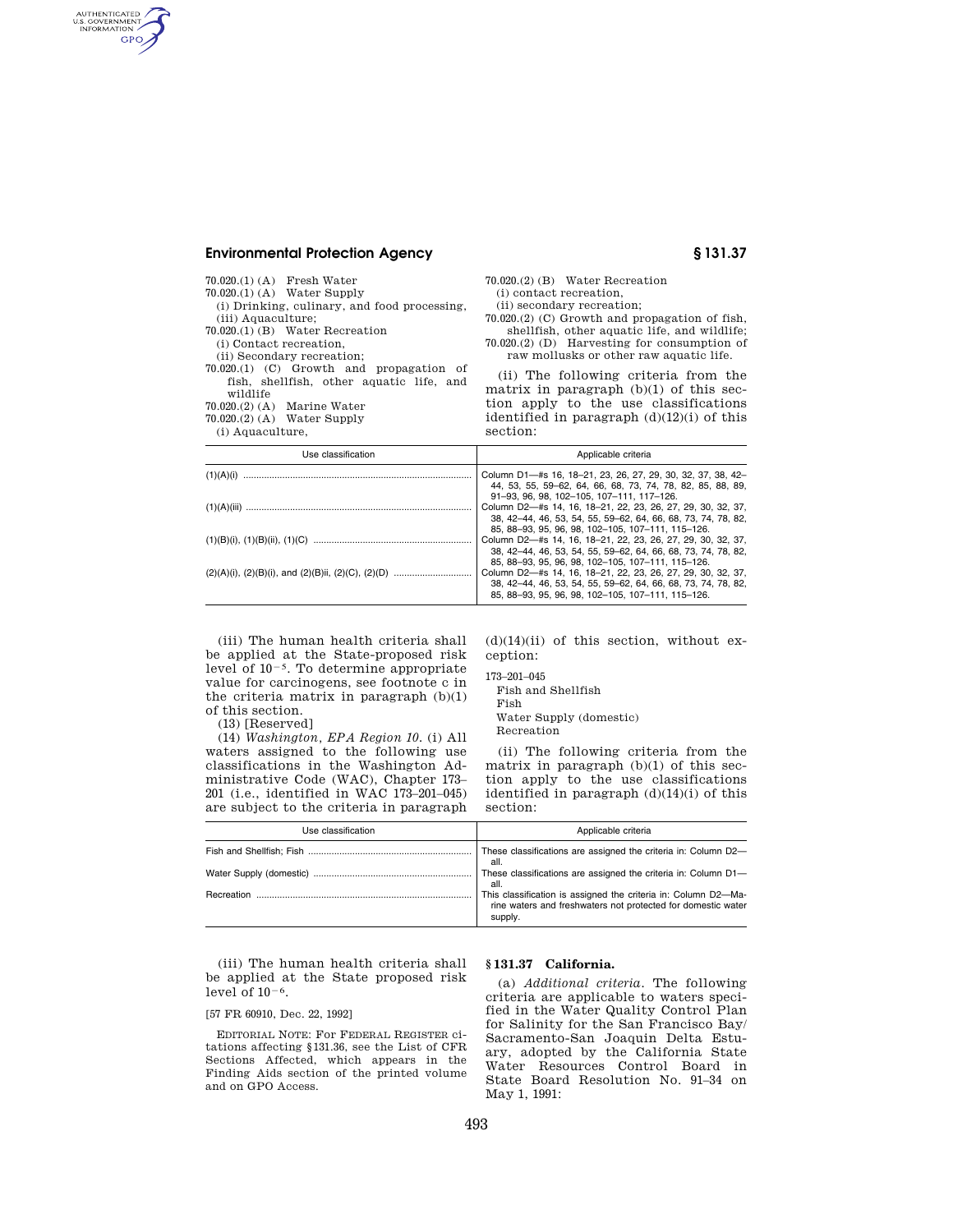70.020.(1) (A) Fresh Water
70.020.(1) (A) Water Supply
(i) Drinking, culinary, and food processing,
(iii) Aquaculture;
70.020.(1) (B) Water Recreation
(i) Contact recreation,
(ii) Secondary recreation;
70.020.(1) (C) Growth and propagation of fish, shellfish, other aquatic life, and wildlife
70.020.(2) (A) Marine Water
70.020.(2) (A) Water Supply
(i) Aquaculture,
70.020.(2) (B) Water Recreation
(i) contact recreation,
(ii) secondary recreation;
70.020.(2) (C) Growth and propagation of fish, shellfish, other aquatic life, and wildlife;
70.020.(2) (D) Harvesting for consumption of raw mollusks or other raw aquatic life.

(ii) The following criteria from the matrix in paragraph (b)(1) of this section apply to the use classifications identified in paragraph (d)(12)(i) of this section:

| Use classification | Applicable criteria |
|---|---|
| (1)(A)(i) | Column D1—#s 16, 18–21, 23, 26, 27, 29, 30, 32, 37, 38, 42–44, 53, 55, 59–62, 64, 66, 68, 73, 74, 78, 82, 85, 88, 89, 91–93, 96, 98, 102–105, 107–111, 117–126. |
| (1)(A)(iii) | Column D2—#s 14, 16, 18–21, 22, 23, 26, 27, 29, 30, 32, 37, 38, 42–44, 46, 53, 54, 55, 59–62, 64, 66, 68, 73, 74, 78, 82, 85, 88–93, 95, 96, 98, 102–105, 107–111, 115–126. |
| (1)(B)(i), (1)(B)(ii), (1)(C) | Column D2—#s 14, 16, 18–21, 22, 23, 26, 27, 29, 30, 32, 37, 38, 42–44, 46, 53, 54, 55, 59–62, 64, 66, 68, 73, 74, 78, 82, 85, 88–93, 95, 96, 98, 102–105, 107–111, 115–126. |
| (2)(A)(i), (2)(B)(i), and (2)(B)ii, (2)(C), (2)(D) | Column D2—#s 14, 16, 18–21, 22, 23, 26, 27, 29, 30, 32, 37, 38, 42–44, 46, 53, 54, 55, 59–62, 64, 66, 68, 73, 74, 78, 82, 85, 88–93, 95, 96, 98, 102–105, 107–111, 115–126. |

(iii) The human health criteria shall be applied at the State-proposed risk level of $10^{-5}$. To determine appropriate value for carcinogens, see footnote c in the criteria matrix in paragraph (b)(1) of this section.

(13) [Reserved]

(14) *Washington, EPA Region 10.* (i) All waters assigned to the following use classifications in the Washington Administrative Code (WAC), Chapter 173–201 (i.e., identified in WAC 173–201–045) are subject to the criteria in paragraph (d)(14)(ii) of this section, without exception:

173–201–045
Fish and Shellfish
Fish
Water Supply (domestic)
Recreation

(ii) The following criteria from the matrix in paragraph (b)(1) of this section apply to the use classifications identified in paragraph (d)(14)(i) of this section:

| Use classification | Applicable criteria |
|---|---|
| Fish and Shellfish; Fish | These classifications are assigned the criteria in: Column D2—all. |
| Water Supply (domestic) | These classifications are assigned the criteria in: Column D1—all. |
| Recreation | This classification is assigned the criteria in: Column D2—Marine waters and freshwaters not protected for domestic water supply. |

(iii) The human health criteria shall be applied at the State proposed risk level of $10^{-6}$.

[57 FR 60910, Dec. 22, 1992]

EDITORIAL NOTE: For FEDERAL REGISTER citations affecting §131.36, see the List of CFR Sections Affected, which appears in the Finding Aids section of the printed volume and on GPO Access.

## § 131.37 California.

(a) *Additional criteria.* The following criteria are applicable to waters specified in the Water Quality Control Plan for Salinity for the San Francisco Bay/Sacramento-San Joaquin Delta Estuary, adopted by the California State Water Resources Control Board in State Board Resolution No. 91–34 on May 1, 1991: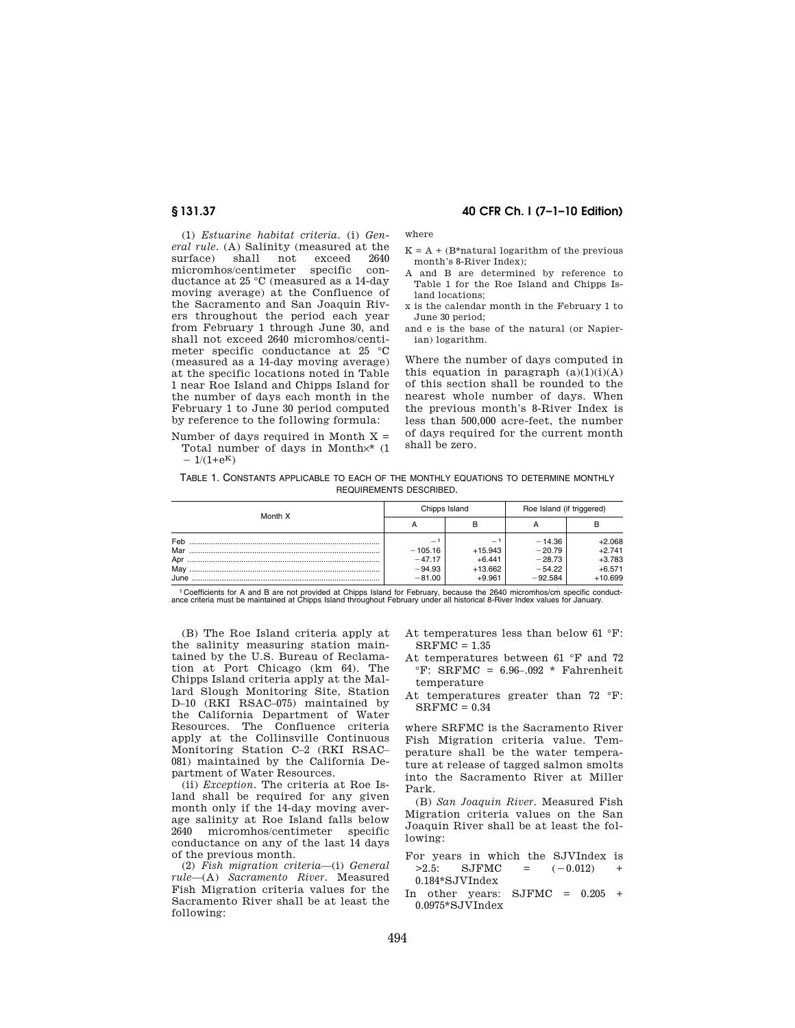(1) *Estuarine habitat criteria.* (i) *General rule.* (A) Salinity (measured at the surface) shall not exceed 2640 micromhos/centimeter specific conductance at 25 °C (measured as a 14-day moving average) at the Confluence of the Sacramento and San Joaquin Rivers throughout the period each year from February 1 through June 30, and shall not exceed 2640 micromhos/centimeter specific conductance at 25 °C (measured as a 14-day moving average) at the specific locations noted in Table 1 near Roe Island and Chipps Island for the number of days each month in the February 1 to June 30 period computed by reference to the following formula:

Number of days required in Month X = Total number of days in Month×* $(1 - 1/(1+e^K)$

where

$K = A + (B$*natural logarithm of the previous month's 8-River Index);

A and B are determined by reference to Table 1 for the Roe Island and Chipps Island locations;

x is the calendar month in the February 1 to June 30 period;

and e is the base of the natural (or Napierian) logarithm.

Where the number of days computed in this equation in paragraph (a)(1)(i)(A) of this section shall be rounded to the nearest whole number of days. When the previous month's 8-River Index is less than 500,000 acre-feet, the number of days required for the current month shall be zero.

TABLE 1. CONSTANTS APPLICABLE TO EACH OF THE MONTHLY EQUATIONS TO DETERMINE MONTHLY REQUIREMENTS DESCRIBED.

| Month X | Chipps Island | | Roe Island (if triggered) | |
|---|---|---|---|---|
| | A | B | A | B |
| Feb | –[1] | –[1] | −14.36 | +2.068 |
| Mar | −105.16 | +15.943 | −20.79 | +2.741 |
| Apr | −47.17 | +6.441 | −28.73 | +3.783 |
| May | −94.93 | +13.662 | −54.22 | +6.571 |
| June | −81.00 | +9.961 | −92.584 | +10.699 |

[1] Coefficients for A and B are not provided at Chipps Island for February, because the 2640 micromhos/cm specific conductance criteria must be maintained at Chipps Island throughout February under all historical 8-River Index values for January.

(B) The Roe Island criteria apply at the salinity measuring station maintained by the U.S. Bureau of Reclamation at Port Chicago (km 64). The Chipps Island criteria apply at the Mallard Slough Monitoring Site, Station D–10 (RKI RSAC–075) maintained by the California Department of Water Resources. The Confluence criteria apply at the Collinsville Continuous Monitoring Station C–2 (RKI RSAC–081) maintained by the California Department of Water Resources.

(ii) *Exception.* The criteria at Roe Island shall be required for any given month only if the 14-day moving average salinity at Roe Island falls below 2640 micromhos/centimeter specific conductance on any of the last 14 days of the previous month.

(2) *Fish migration criteria*—(i) *General rule*—(A) *Sacramento River.* Measured Fish Migration criteria values for the Sacramento River shall be at least the following:

At temperatures less than below 61 °F: SRFMC = 1.35

At temperatures between 61 °F and 72 °F: SRFMC = 6.96–.092 * Fahrenheit temperature

At temperatures greater than 72 °F: SRFMC = 0.34

where SRFMC is the Sacramento River Fish Migration criteria value. Temperature shall be the water temperature at release of tagged salmon smolts into the Sacramento River at Miller Park.

(B) *San Joaquin River.* Measured Fish Migration criteria values on the San Joaquin River shall be at least the following:

For years in which the SJVIndex is >2.5: SJFMC = (−0.012) + 0.184*SJVIndex

In other years: SJFMC = 0.205 + 0.0975*SJVIndex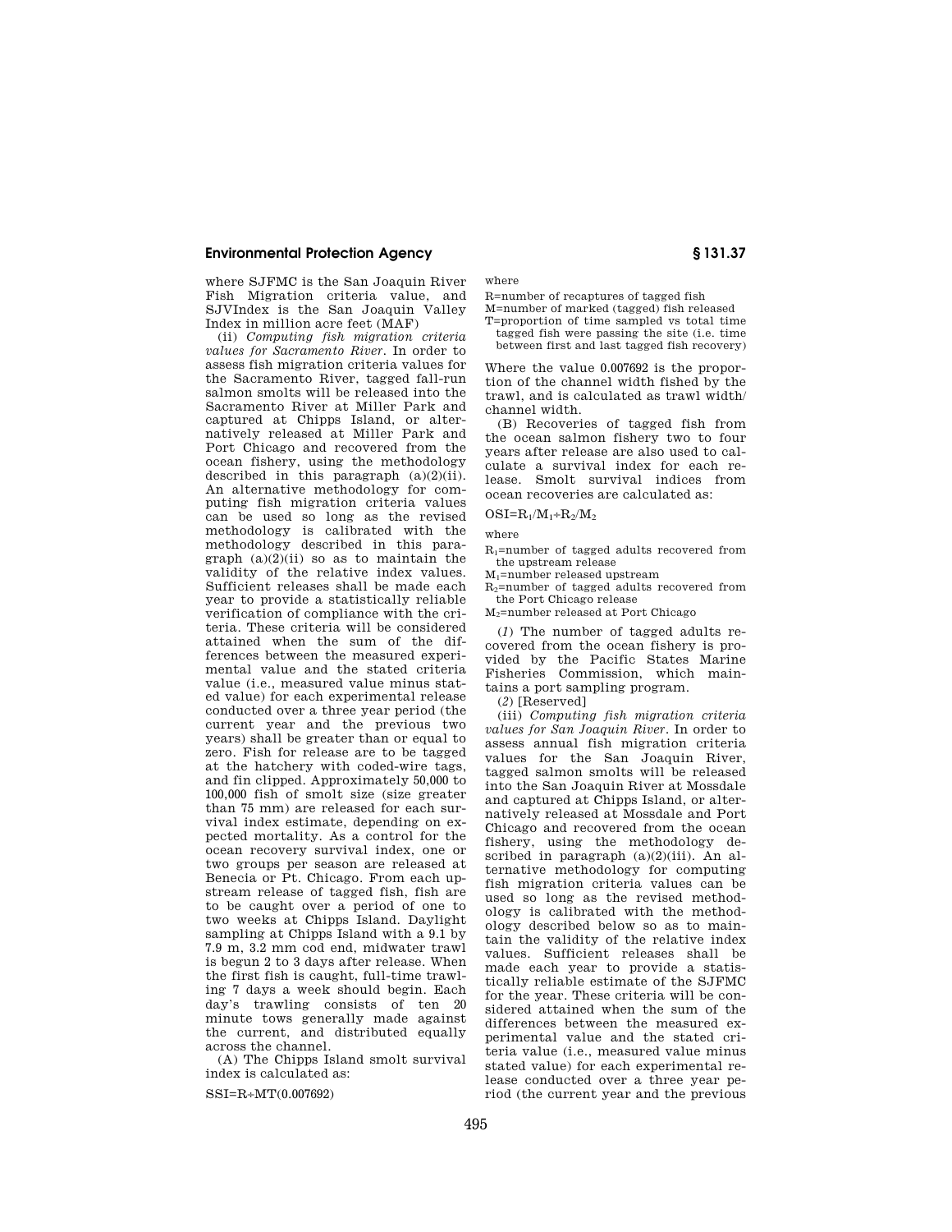where SJFMC is the San Joaquin River Fish Migration criteria value, and SJVIndex is the San Joaquin Valley Index in million acre feet (MAF)

(ii) *Computing fish migration criteria values for Sacramento River.* In order to assess fish migration criteria values for the Sacramento River, tagged fall-run salmon smolts will be released into the Sacramento River at Miller Park and captured at Chipps Island, or alternatively released at Miller Park and Port Chicago and recovered from the ocean fishery, using the methodology described in this paragraph (a)(2)(ii). An alternative methodology for computing fish migration criteria values can be used so long as the revised methodology is calibrated with the methodology described in this paragraph (a)(2)(ii) so as to maintain the validity of the relative index values. Sufficient releases shall be made each year to provide a statistically reliable verification of compliance with the criteria. These criteria will be considered attained when the sum of the differences between the measured experimental value and the stated criteria value (i.e., measured value minus stated value) for each experimental release conducted over a three year period (the current year and the previous two years) shall be greater than or equal to zero. Fish for release are to be tagged at the hatchery with coded-wire tags, and fin clipped. Approximately 50,000 to 100,000 fish of smolt size (size greater than 75 mm) are released for each survival index estimate, depending on expected mortality. As a control for the ocean recovery survival index, one or two groups per season are released at Benecia or Pt. Chicago. From each upstream release of tagged fish, fish are to be caught over a period of one to two weeks at Chipps Island. Daylight sampling at Chipps Island with a 9.1 by 7.9 m, 3.2 mm cod end, midwater trawl is begun 2 to 3 days after release. When the first fish is caught, full-time trawling 7 days a week should begin. Each day's trawling consists of ten 20 minute tows generally made against the current, and distributed equally across the channel.

(A) The Chipps Island smolt survival index is calculated as:

$$SSI=R \div MT(0.007692)$$

where

R=number of recaptures of tagged fish

M=number of marked (tagged) fish released

T=proportion of time sampled vs total time tagged fish were passing the site (i.e. time between first and last tagged fish recovery)

Where the value 0.007692 is the proportion of the channel width fished by the trawl, and is calculated as trawl width/channel width.

(B) Recoveries of tagged fish from the ocean salmon fishery two to four years after release are also used to calculate a survival index for each release. Smolt survival indices from ocean recoveries are calculated as:

$$OSI=R_1/M_1 \div R_2/M_2$$

where

$R_1$=number of tagged adults recovered from the upstream release

$M_1$=number released upstream

$R_2$=number of tagged adults recovered from the Port Chicago release

$M_2$=number released at Port Chicago

(*1*) The number of tagged adults recovered from the ocean fishery is provided by the Pacific States Marine Fisheries Commission, which maintains a port sampling program.

(*2*) [Reserved]

(iii) *Computing fish migration criteria values for San Joaquin River.* In order to assess annual fish migration criteria values for the San Joaquin River, tagged salmon smolts will be released into the San Joaquin River at Mossdale and captured at Chipps Island, or alternatively released at Mossdale and Port Chicago and recovered from the ocean fishery, using the methodology described in paragraph (a)(2)(iii). An alternative methodology for computing fish migration criteria values can be used so long as the revised methodology is calibrated with the methodology described below so as to maintain the validity of the relative index values. Sufficient releases shall be made each year to provide a statistically reliable estimate of the SJFMC for the year. These criteria will be considered attained when the sum of the differences between the measured experimental value and the stated criteria value (i.e., measured value minus stated value) for each experimental release conducted over a three year period (the current year and the previous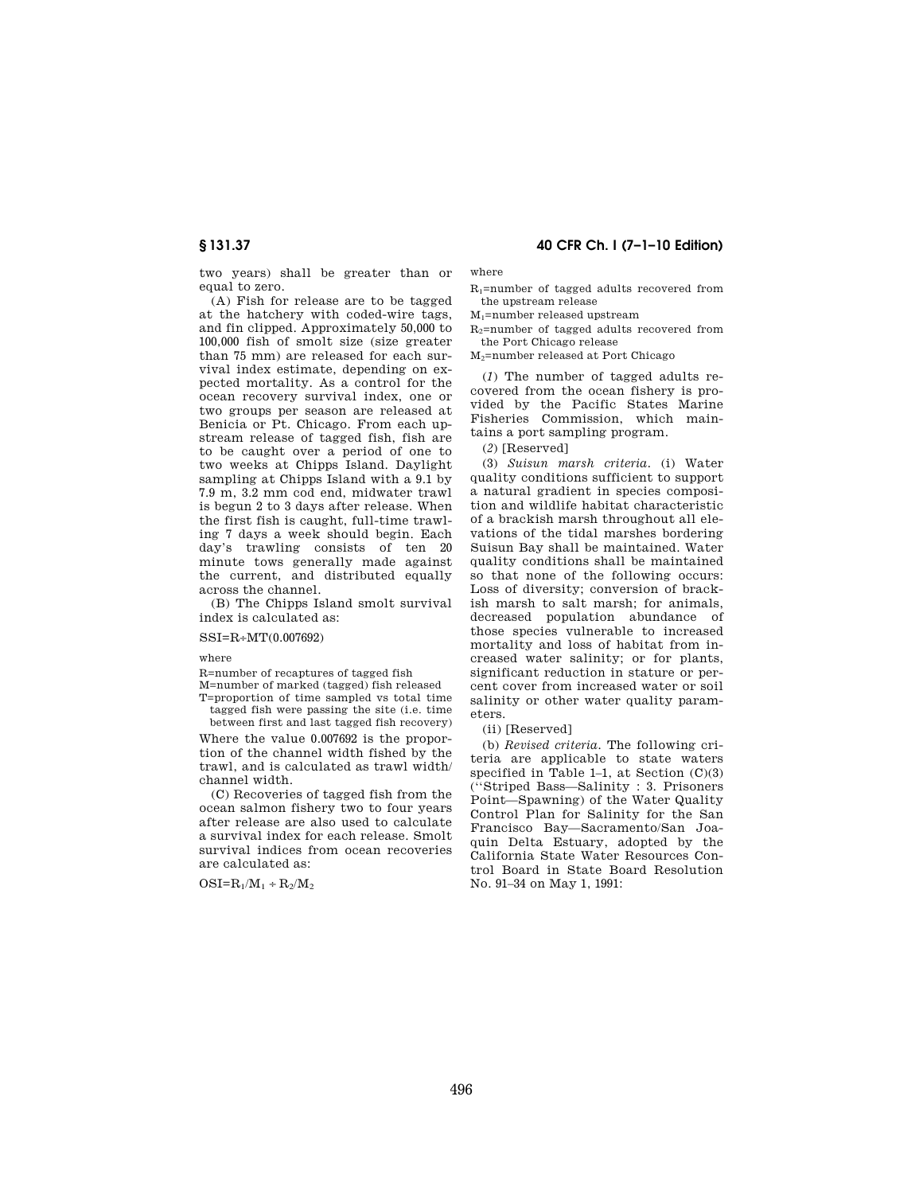two years) shall be greater than or equal to zero.

(A) Fish for release are to be tagged at the hatchery with coded-wire tags, and fin clipped. Approximately 50,000 to 100,000 fish of smolt size (size greater than 75 mm) are released for each survival index estimate, depending on expected mortality. As a control for the ocean recovery survival index, one or two groups per season are released at Benicia or Pt. Chicago. From each upstream release of tagged fish, fish are to be caught over a period of one to two weeks at Chipps Island. Daylight sampling at Chipps Island with a 9.1 by 7.9 m, 3.2 mm cod end, midwater trawl is begun 2 to 3 days after release. When the first fish is caught, full-time trawling 7 days a week should begin. Each day's trawling consists of ten 20 minute tows generally made against the current, and distributed equally across the channel.

(B) The Chipps Island smolt survival index is calculated as:

$$SSI = R \div MT(0.007692)$$

where

R=number of recaptures of tagged fish

M=number of marked (tagged) fish released

T=proportion of time sampled vs total time tagged fish were passing the site (i.e. time between first and last tagged fish recovery)

Where the value 0.007692 is the proportion of the channel width fished by the trawl, and is calculated as trawl width/channel width.

(C) Recoveries of tagged fish from the ocean salmon fishery two to four years after release are also used to calculate a survival index for each release. Smolt survival indices from ocean recoveries are calculated as:

$$OSI = R_1/M_1 \div R_2/M_2$$

where

$R_1$=number of tagged adults recovered from the upstream release

$M_1$=number released upstream

$R_2$=number of tagged adults recovered from the Port Chicago release

$M_2$=number released at Port Chicago

(*1*) The number of tagged adults recovered from the ocean fishery is provided by the Pacific States Marine Fisheries Commission, which maintains a port sampling program.

(*2*) [Reserved]

(3) *Suisun marsh criteria*. (i) Water quality conditions sufficient to support a natural gradient in species composition and wildlife habitat characteristic of a brackish marsh throughout all elevations of the tidal marshes bordering Suisun Bay shall be maintained. Water quality conditions shall be maintained so that none of the following occurs: Loss of diversity; conversion of brackish marsh to salt marsh; for animals, decreased population abundance of those species vulnerable to increased mortality and loss of habitat from increased water salinity; or for plants, significant reduction in stature or percent cover from increased water or soil salinity or other water quality parameters.

(ii) [Reserved]

(b) *Revised criteria*. The following criteria are applicable to state waters specified in Table 1–1, at Section (C)(3) (''Striped Bass—Salinity : 3. Prisoners Point—Spawning) of the Water Quality Control Plan for Salinity for the San Francisco Bay—Sacramento/San Joaquin Delta Estuary, adopted by the California State Water Resources Control Board in State Board Resolution No. 91–34 on May 1, 1991: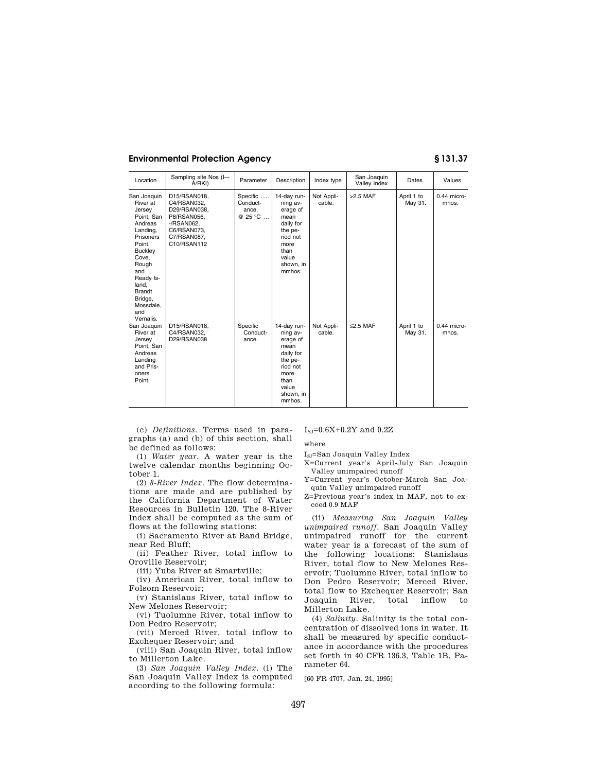| Location | Sampling site Nos (I–A/RKI) | Parameter | Description | Index type | San Joaquin Valley Index | Dates | Values |
|---|---|---|---|---|---|---|---|
| San Joaquin River at Jersey Point, San Andreas Landing, Prisoners Point, Buckley Cove, Rough and Ready Island, Brandt Bridge, Mossdale, and Vernalis. | D15/RSAN018, C4/RSAN032, D29/RSAN038, P8/RSAN056, -/RSAN062, C6/RSAN073, C7/RSAN087, C10/RSAN112 | Specific ..... Conductance. @ 25 °C ... | 14-day running average of mean daily for the period not more than value shown, in mmhos. | Not Applicable. | >2.5 MAF | April 1 to May 31. | 0.44 micromhos. |
| San Joaquin River at Jersey Point, San Andreas Landing and Prisoners Point. | D15/RSAN018, C4/RSAN032, D29/RSAN038 | Specific Conductance. | 14-day running average of mean daily for the period not more than value shown, in mmhos. | Not Applicable. | ≤2.5 MAF | April 1 to May 31. | 0.44 micromhos. |

(c) *Definitions*. Terms used in paragraphs (a) and (b) of this section, shall be defined as follows:

(1) *Water year*. A water year is the twelve calendar months beginning October 1.

(2) *8-River Index*. The flow determinations are made and are published by the California Department of Water Resources in Bulletin 120. The 8-River Index shall be computed as the sum of flows at the following stations:

(i) Sacramento River at Band Bridge, near Red Bluff;

(ii) Feather River, total inflow to Oroville Reservoir;

(iii) Yuba River at Smartville;

(iv) American River, total inflow to Folsom Reservoir;

(v) Stanislaus River, total inflow to New Melones Reservoir;

(vi) Tuolumne River, total inflow to Don Pedro Reservoir;

(vii) Merced River, total inflow to Exchequer Reservoir; and

(viii) San Joaquin River, total inflow to Millerton Lake.

(3) *San Joaquin Valley Index*. (i) The San Joaquin Valley Index is computed according to the following formula:

$I_{SJ}$=0.6X+0.2Y and 0.2Z

where

$I_{SJ}$=San Joaquin Valley Index

X=Current year's April-July San Joaquin Valley unimpaired runoff

Y=Current year's October-March San Joaquin Valley unimpaired runoff

Z=Previous year's index in MAF, not to exceed 0.9 MAF

(ii) *Measuring San Joaquin Valley unimpaired runoff*. San Joaquin Valley unimpaired runoff for the current water year is a forecast of the sum of the following locations: Stanislaus River, total flow to New Melones Reservoir; Tuolumne River, total inflow to Don Pedro Reservoir; Merced River, total flow to Exchequer Reservoir; San Joaquin River, total inflow to Millerton Lake.

(4) *Salinity*. Salinity is the total concentration of dissolved ions in water. It shall be measured by specific conductance in accordance with the procedures set forth in 40 CFR 136.3, Table 1B, Parameter 64.

[60 FR 4707, Jan. 24, 1995]